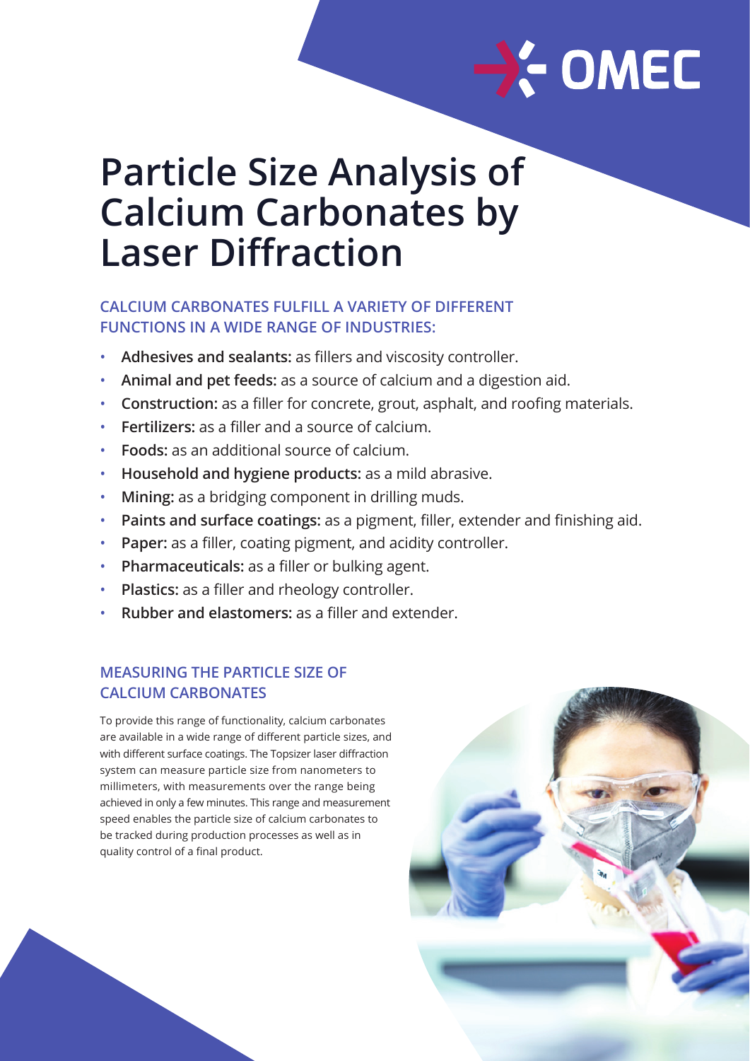# Particle Size Analysis of Calcium Carbonates by Laser Diffraction

## CALCIUM CARBONATES FULFILL A VARIETY OF DIFFERENT FUNCTIONS IN A WIDE RANGE OF INDUSTRIES:

- **Adhesives and sealants:** as fillers and viscosity controller.
- **Animal and pet feeds:** as a source of calcium and a digestion aid.
- **Construction:** as a filler for concrete, grout, asphalt, and roofing materials.
- **Fertilizers:** as a filler and a source of calcium.
- **Foods:** as an additional source of calcium.
- **Household and hygiene products:** as a mild abrasive.
- **Mining:** as a bridging component in drilling muds.
- **Paints and surface coatings:** as a pigment, filler, extender and finishing aid.
- **Paper:** as a filler, coating pigment, and acidity controller.
- **Pharmaceuticals:** as a filler or bulking agent.
- **Plastics:** as a filler and rheology controller.
- **Rubber and elastomers:** as a filler and extender.

## MEASURING THE PARTICLE SIZE OF CALCIUM CARBONATES

To provide this range of functionality, calcium carbonates are available in a wide range of different particle sizes, and with different surface coatings. The Topsizer laser diffraction system can measure particle size from nanometers to millimeters, with measurements over the range being achieved in only a few minutes. This range and measurement speed enables the particle size of calcium carbonates to be tracked during production processes as well as in quality control of a final product.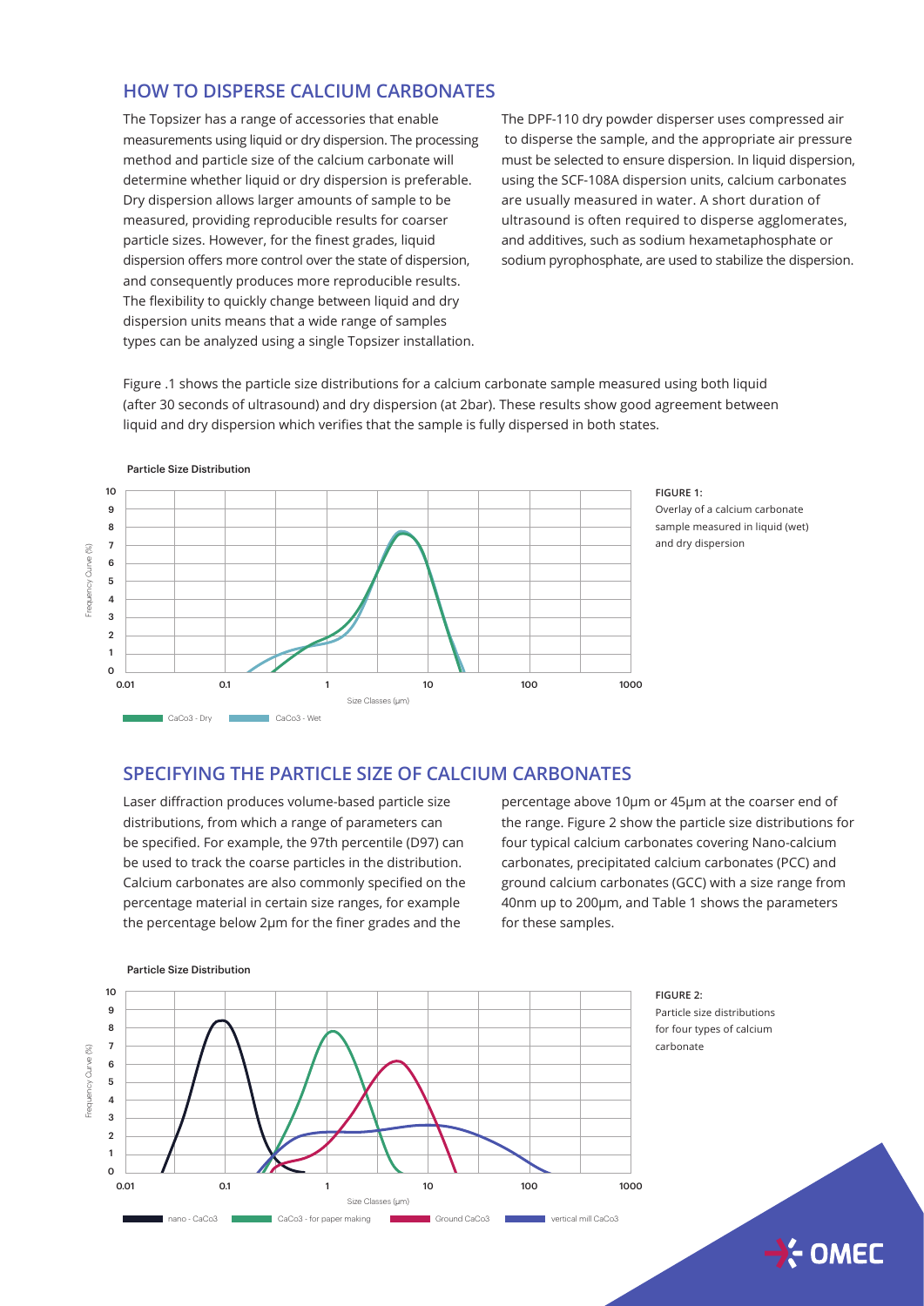## HOW TO DISPERSE CALCIUM CARBONATES

The Topsizer has a range of accessories that enable measurements using liquid or dry dispersion. The processing method and particle size of the calcium carbonate will determine whether liquid or dry dispersion is preferable. Dry dispersion allows larger amounts of sample to be measured, providing reproducible results for coarser particle sizes. However, for the finest grades, liquid dispersion offers more control over the state of dispersion, and consequently produces more reproducible results. The flexibility to quickly change between liquid and dry dispersion units means that a wide range of samples types can be analyzed using a single Topsizer installation.

The DPF-110 dry powder disperser uses compressed air to disperse the sample, and the appropriate air pressure must be selected to ensure dispersion. In liquid dispersion, using the SCF-108A dispersion units, calcium carbonates are usually measured in water. A short duration of ultrasound is often required to disperse agglomerates, and additives, such as sodium hexametaphosphate or sodium pyrophosphate, are used to stabilize the dispersion.

Figure .1 shows the particle size distributions for a calcium carbonate sample measured using both liquid (after 30 seconds of ultrasound) and dry dispersion (at 2bar). These results show good agreement between liquid and dry dispersion which verifies that the sample is fully dispersed in both states.

**FIGURE 1:** Overlay of a calcium carbonate sample measured in liquid (wet) and dry dispersion

## SPECIFYING THE PARTICLE SIZE OF CALCIUM CARBONATES

Laser diffraction produces volume-based particle size distributions, from which a range of parameters can be specified. For example, the 97th percentile (D97) can be used to track the coarse particles in the distribution. Calcium carbonates are also commonly specified on the percentage material in certain size ranges, for example the percentage below 2μm for the finer grades and the percentage above 10μm or 45μm at the coarser end of the range. Figure 2 show the particle size distributions for four typical calcium carbonates covering Nano-calcium carbonates, precipitated calcium carbonates (PCC) and ground calcium carbonates (GCC) with a size range from 40nm up to 200μm, and Table 1 shows the parameters for these samples.

**FIGURE 2:** Particle size distributions for four types of calcium carbonate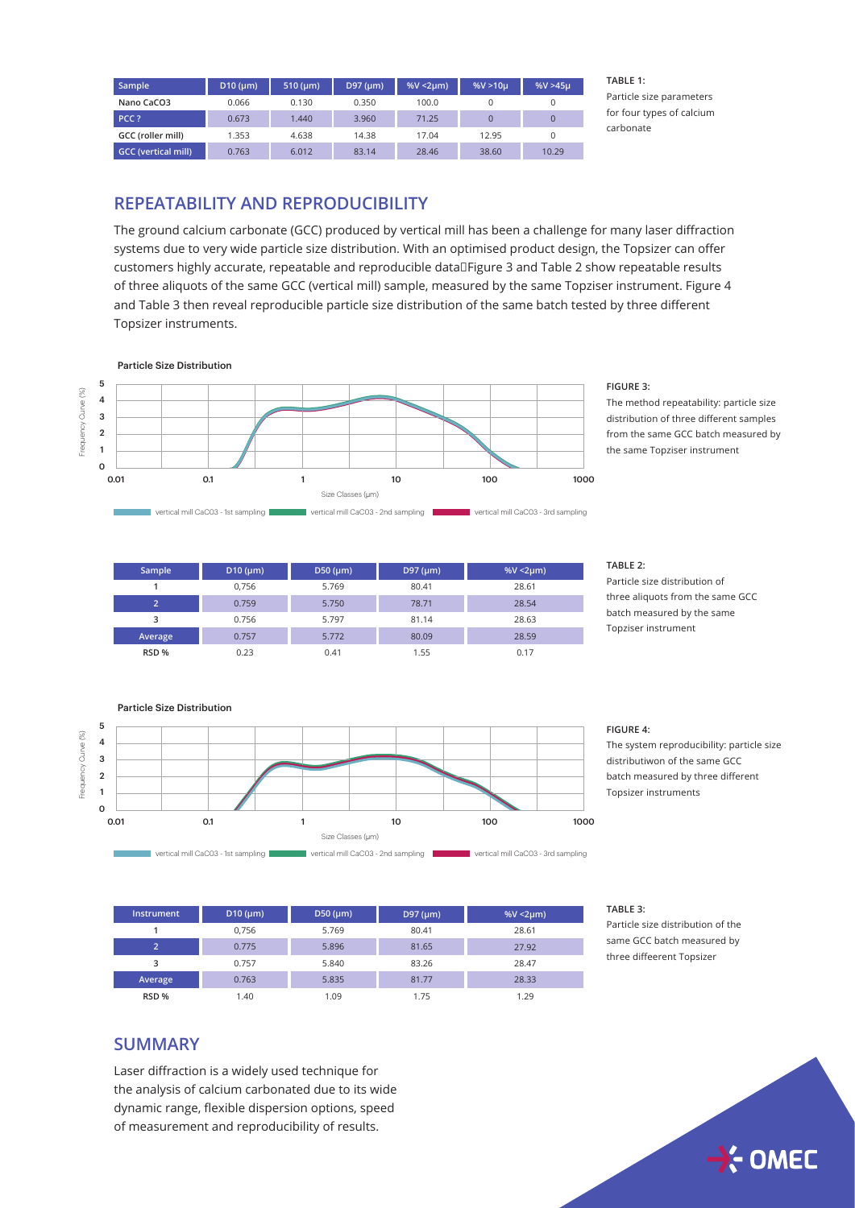| Sample | D10 (µm) | 510 (µm) | D97 (µm) | %V <2µm) | %V >10µ | %V >45µ |
|---|---|---|---|---|---|---|
| Nano CaCO3 | 0.066 | 0.130 | 0.350 | 100.0 | 0 | 0 |
| PCC ? | 0.673 | 1.440 | 3.960 | 71.25 | 0 | 0 |
| GCC (roller mill) | 1.353 | 4.638 | 14.38 | 17.04 | 12.95 | 0 |
| GCC (vertical mill) | 0.763 | 6.012 | 83.14 | 28.46 | 38.60 | 10.29 |

**TABLE 1:**
Particle size parameters for four types of calcium carbonate

## REPEATABILITY AND REPRODUCIBILITY

The ground calcium carbonate (GCC) produced by vertical mill has been a challenge for many laser diffraction systems due to very wide particle size distribution. With an optimised product design, the Topsizer can offer customers highly accurate, repeatable and reproducible data Figure 3 and Table 2 show repeatable results of three aliquots of the same GCC (vertical mill) sample, measured by the same Topziser instrument. Figure 4 and Table 3 then reveal reproducible particle size distribution of the same batch tested by three different Topsizer instruments.

Particle Size Distribution

Frequency Curve (%)

5
4
3
2
1
0

0.01 0.1 1 10 100 1000

Size Classes (µm)

vertical mill CaCO3 - 1st sampling
vertical mill CaCO3 - 2nd sampling
vertical mill CaCO3 - 3rd sampling

**FIGURE 3:**
The method repeatability: particle size distribution of three different samples from the same GCC batch measured by the same Topziser instrument

| Sample | D10 (µm) | D50 (µm) | D97 (µm) | %V <2µm) |
|---|---|---|---|---|
| 1 | 0,756 | 5.769 | 80.41 | 28.61 |
| 2 | 0.759 | 5.750 | 78.71 | 28.54 |
| 3 | 0.756 | 5.797 | 81.14 | 28.63 |
| Average | 0.757 | 5.772 | 80.09 | 28.59 |
| RSD % | 0.23 | 0.41 | 1.55 | 0.17 |

**TABLE 2:**
Particle size distribution of three aliquots from the same GCC batch measured by the same Topziser instrument

Particle Size Distribution

Frequency Curve (%)

5
4
3
2
1
0

0.01 0.1 1 10 100 1000

Size Classes (µm)

vertical mill CaCO3 - 1st sampling
vertical mill CaCO3 - 2nd sampling
vertical mill CaCO3 - 3rd sampling

**FIGURE 4:**
The system reproducibility: particle size distributiwon of the same GCC batch measured by three different Topsizer instruments

| Instrument | D10 (µm) | D50 (µm) | D97 (µm) | %V <2µm) |
|---|---|---|---|---|
| 1 | 0,756 | 5.769 | 80.41 | 28.61 |
| 2 | 0.775 | 5.896 | 81.65 | 27.92 |
| 3 | 0.757 | 5.840 | 83.26 | 28.47 |
| Average | 0.763 | 5.835 | 81.77 | 28.33 |
| RSD % | 1.40 | 1.09 | 1.75 | 1.29 |

**TABLE 3:**
Particle size distribution of the same GCC batch measured by three diffeerent Topsizer

## SUMMARY

Laser diffraction is a widely used technique for the analysis of calcium carbonated due to its wide dynamic range, flexible dispersion options, speed of measurement and reproducibility of results.

OMEC